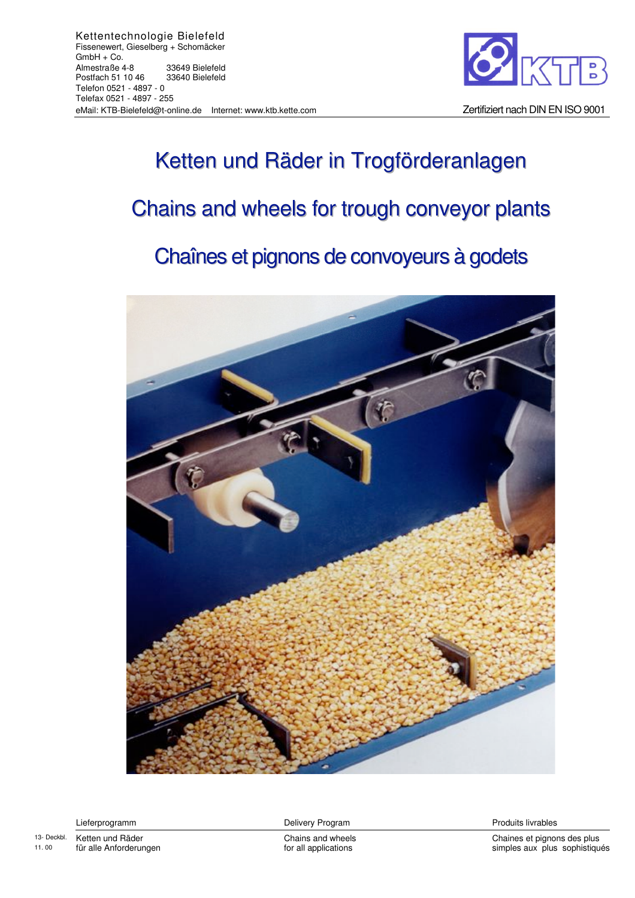Kettentechnologie Bielefeld
Fissenewert, Gieselberg + Schomäcker
GmbH + Co.
Almestraße 4-8 33649 Bielefeld
Postfach 51 10 46 33640 Bielefeld
Telefon 0521 - 4897 - 0
Telefax 0521 - 4897 - 255
eMail: KTB-Bielefeld@t-online.de Internet: www.ktb.kette.com

KTB

Zertifiziert nach DIN EN ISO 9001

# Ketten und Räder in Trogförderanlagen

# Chains and wheels for trough conveyor plants

# Chaînes et pignons de convoyeurs à godets

| Lieferprogramm | Delivery Program | Produits livrables |
|---|---|---|
| Ketten und Räder für alle Anforderungen | Chains and wheels for all applications | Chaines et pignons des plus simples aux plus sophistiqués |

13- Deckbl.
11. 00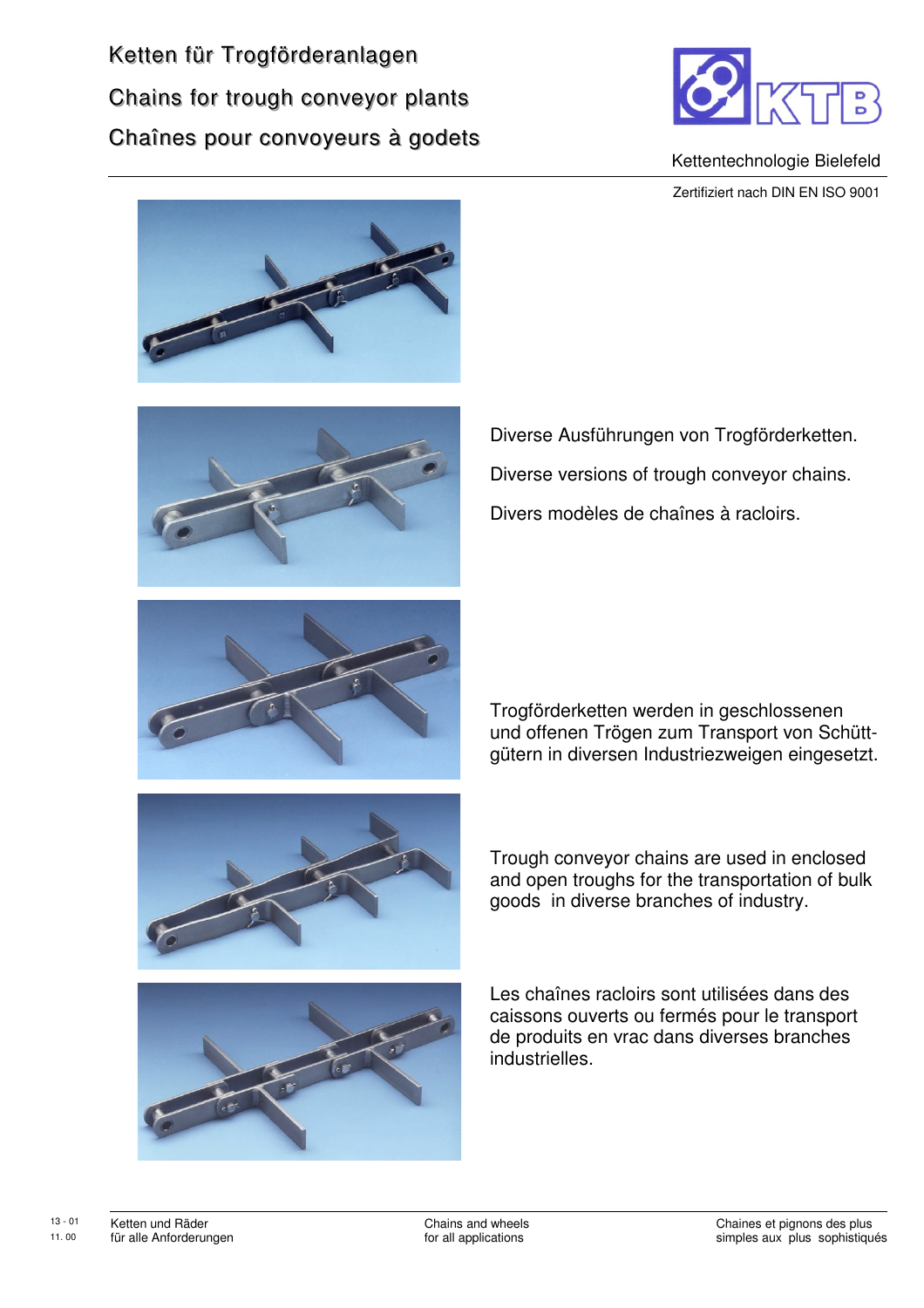Ketten für Trogförderanlagen

Chains for trough conveyor plants

Chaînes pour convoyeurs à godets

KTB

Kettentechnologie Bielefeld

Zertifiziert nach DIN EN ISO 9001

Diverse Ausführungen von Trogförderketten.

Diverse versions of trough conveyor chains.

Divers modèles de chaînes à racloirs.

Trogförderketten werden in geschlossenen und offenen Trögen zum Transport von Schüttgütern in diversen Industriezweigen eingesetzt.

Trough conveyor chains are used in enclosed and open troughs for the transportation of bulk goods in diverse branches of industry.

Les chaînes racloirs sont utilisées dans des caissons ouverts ou fermés pour le transport de produits en vrac dans diverses branches industrielles.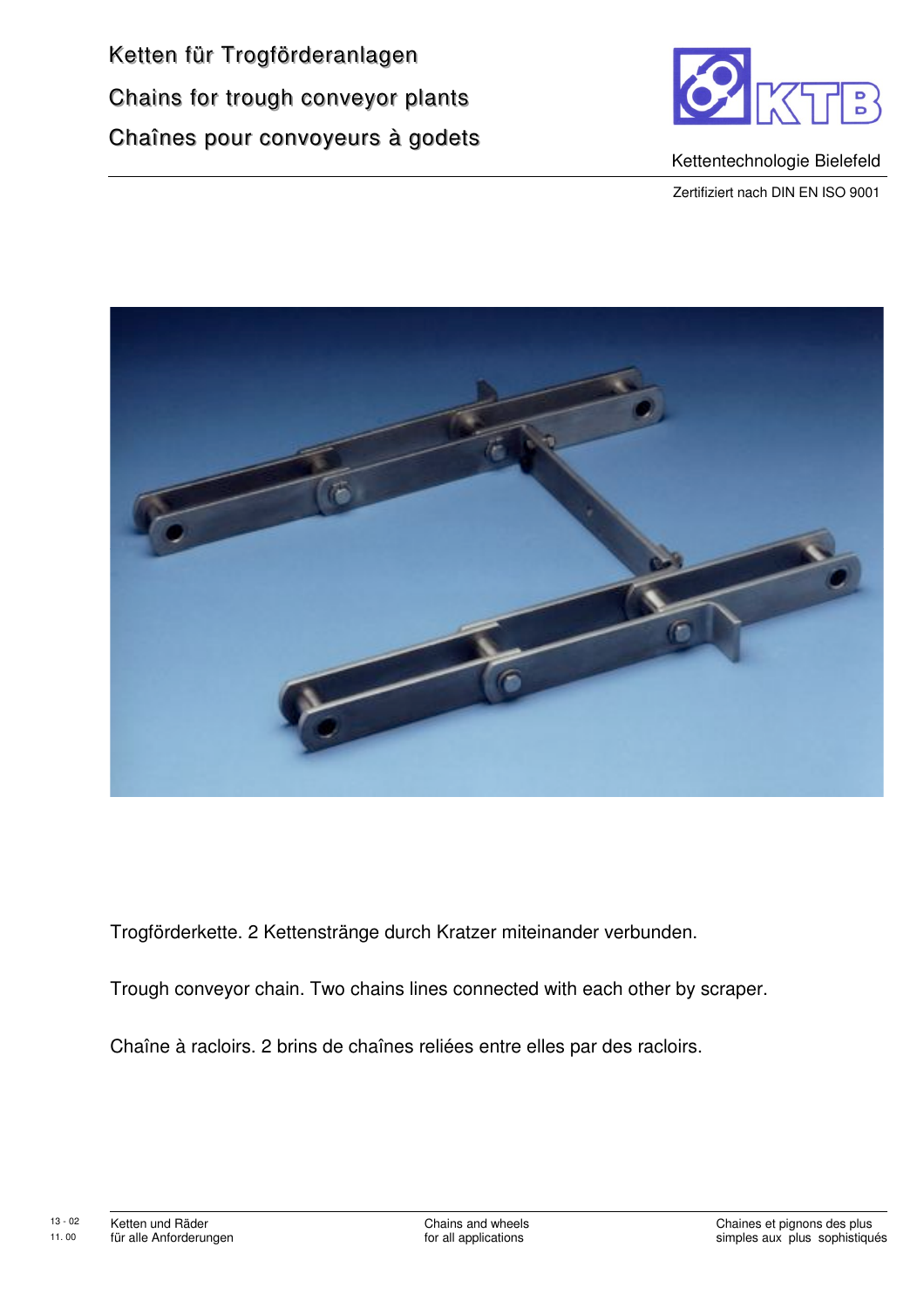# Ketten für Trogförderanlagen

# Chains for trough conveyor plants

# Chaînes pour convoyeurs à godets

KTB

Kettentechnologie Bielefeld

Zertifiziert nach DIN EN ISO 9001

Trogförderkette. 2 Kettenstränge durch Kratzer miteinander verbunden.

Trough conveyor chain. Two chains lines connected with each other by scraper.

Chaîne à racloirs. 2 brins de chaînes reliées entre elles par des racloirs.

13 - 02
11. 00

Ketten und Räder
für alle Anforderungen

Chains and wheels
for all applications

Chaines et pignons des plus
simples aux plus sophistiqués